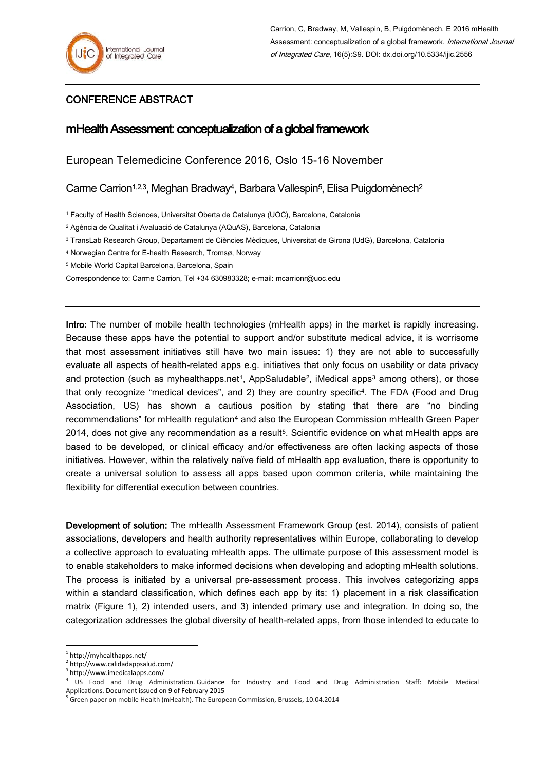Carrion, C, Bradway, M, Vallespin, B, Puigdomènech, E 2016 mHealth Assessment: conceptualization of a global framework. *International Journal of Integrated Care*, 16(5):S9. DOI: dx.doi.org/10.5334/ijic.2556

## CONFERENCE ABSTRACT

# mHealth Assessment: conceptualization of a global framework

European Telemedicine Conference 2016, Oslo 15-16 November

Carme Carrion[1,2,3], Meghan Bradway[4], Barbara Vallespin[5], Elisa Puigdomènech[2]

[1] Faculty of Health Sciences, Universitat Oberta de Catalunya (UOC), Barcelona, Catalonia

[2] Agència de Qualitat i Avaluació de Catalunya (AQuAS), Barcelona, Catalonia

[3] TransLab Research Group, Departament de Ciències Mèdiques, Universitat de Girona (UdG), Barcelona, Catalonia

[4] Norwegian Centre for E-health Research, Tromsø, Norway

[5] Mobile World Capital Barcelona, Barcelona, Spain

Correspondence to: Carme Carrion, Tel +34 630983328; e-mail: mcarrionr@uoc.edu

---

**Intro:** The number of mobile health technologies (mHealth apps) in the market is rapidly increasing. Because these apps have the potential to support and/or substitute medical advice, it is worrisome that most assessment initiatives still have two main issues: 1) they are not able to successfully evaluate all aspects of health-related apps e.g. initiatives that only focus on usability or data privacy and protection (such as myhealthapps.net[1], AppSaludable[2], iMedical apps[3] among others), or those that only recognize "medical devices", and 2) they are country specific[4]. The FDA (Food and Drug Association, US) has shown a cautious position by stating that there are "no binding recommendations" for mHealth regulation[4] and also the European Commission mHealth Green Paper 2014, does not give any recommendation as a result[5]. Scientific evidence on what mHealth apps are based to be developed, or clinical efficacy and/or effectiveness are often lacking aspects of those initiatives. However, within the relatively naïve field of mHealth app evaluation, there is opportunity to create a universal solution to assess all apps based upon common criteria, while maintaining the flexibility for differential execution between countries.

**Development of solution:** The mHealth Assessment Framework Group (est. 2014), consists of patient associations, developers and health authority representatives within Europe, collaborating to develop a collective approach to evaluating mHealth apps. The ultimate purpose of this assessment model is to enable stakeholders to make informed decisions when developing and adopting mHealth solutions. The process is initiated by a universal pre-assessment process. This involves categorizing apps within a standard classification, which defines each app by its: 1) placement in a risk classification matrix (Figure 1), 2) intended users, and 3) intended primary use and integration. In doing so, the categorization addresses the global diversity of health-related apps, from those intended to educate to

---

[1] http://myhealthapps.net/

[2] http://www.calidadappsalud.com/

[3] http://www.imedicalapps.com/

[4] US Food and Drug Administration. Guidance for Industry and Food and Drug Administration Staff: Mobile Medical Applications. Document issued on 9 of February 2015

[5] Green paper on mobile Health (mHealth). The European Commission, Brussels, 10.04.2014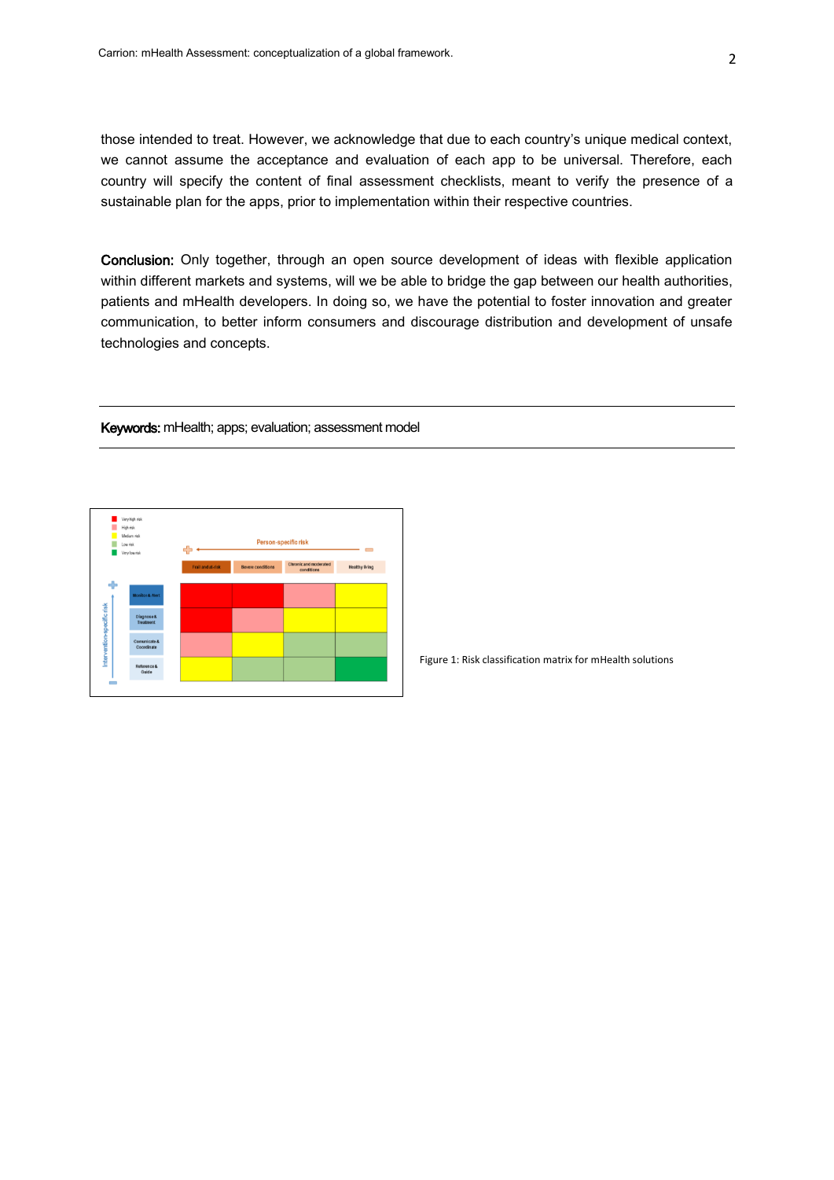those intended to treat. However, we acknowledge that due to each country's unique medical context, we cannot assume the acceptance and evaluation of each app to be universal. Therefore, each country will specify the content of final assessment checklists, meant to verify the presence of a sustainable plan for the apps, prior to implementation within their respective countries.

**Conclusion:** Only together, through an open source development of ideas with flexible application within different markets and systems, will we be able to bridge the gap between our health authorities, patients and mHealth developers. In doing so, we have the potential to foster innovation and greater communication, to better inform consumers and discourage distribution and development of unsafe technologies and concepts.

---

**Keywords:** mHealth; apps; evaluation; assessment model

---

Very high risk
High risk
Medium risk
Low risk
Very low risk

Person-specific risk

Frail and at-risk
Severe conditions
Chronic and moderated conditions
Healthy living

Intervention-specific risk

Monitor & Alert
Diagnose & Treatment
Communicate & Coordinate
Reference & Guide

Figure 1: Risk classification matrix for mHealth solutions